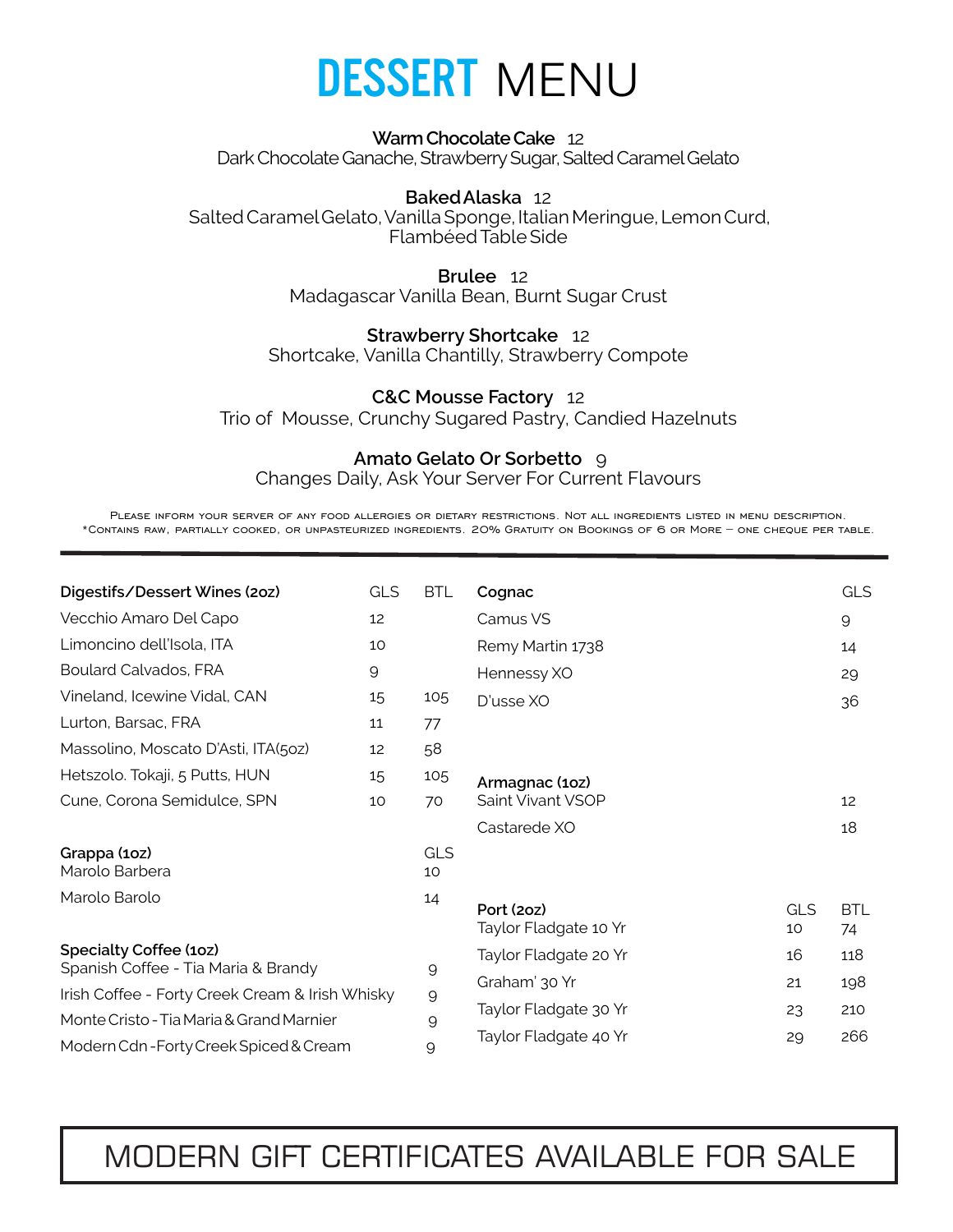# DESSERT MENU

**Warm Chocolate Cake** 12
Dark Chocolate Ganache, Strawberry Sugar, Salted Caramel Gelato

**Baked Alaska** 12
Salted Caramel Gelato, Vanilla Sponge, Italian Meringue, Lemon Curd, Flambéed Table Side

**Brulee** 12
Madagascar Vanilla Bean, Burnt Sugar Crust

**Strawberry Shortcake** 12
Shortcake, Vanilla Chantilly, Strawberry Compote

**C&C Mousse Factory** 12
Trio of Mousse, Crunchy Sugared Pastry, Candied Hazelnuts

**Amato Gelato Or Sorbetto** 9
Changes Daily, Ask Your Server For Current Flavours

Please inform your server of any food allergies or dietary restrictions. Not all ingredients listed in menu description.
*Contains raw, partially cooked, or unpasteurized ingredients. 20% Gratuity on Bookings of 6 or More – one cheque per table.

---

| Digestifs/Dessert Wines (2oz) | GLS | BTL |
|---|---|---|
| Vecchio Amaro Del Capo | 12 | |
| Limoncino dell'Isola, ITA | 10 | |
| Boulard Calvados, FRA | 9 | |
| Vineland, Icewine Vidal, CAN | 15 | 105 |
| Lurton, Barsac, FRA | 11 | 77 |
| Massolino, Moscato D'Asti, ITA(5oz) | 12 | 58 |
| Hetszolo. Tokaji, 5 Putts, HUN | 15 | 105 |
| Cune, Corona Semidulce, SPN | 10 | 70 |

| Grappa (1oz) | GLS |
|---|---|
| Marolo Barbera | 10 |
| Marolo Barolo | 14 |

| Specialty Coffee (1oz) | |
|---|---|
| Spanish Coffee - Tia Maria & Brandy | 9 |
| Irish Coffee - Forty Creek Cream & Irish Whisky | 9 |
| Monte Cristo - Tia Maria & Grand Marnier | 9 |
| Modern Cdn - Forty Creek Spiced & Cream | 9 |

| Cognac | GLS |
|---|---|
| Camus VS | 9 |
| Remy Martin 1738 | 14 |
| Hennessy XO | 29 |
| D'usse XO | 36 |

| Armagnac (1oz) | |
|---|---|
| Saint Vivant VSOP | 12 |
| Castarede XO | 18 |

| Port (2oz) | GLS | BTL |
|---|---|---|
| Taylor Fladgate 10 Yr | 10 | 74 |
| Taylor Fladgate 20 Yr | 16 | 118 |
| Graham' 30 Yr | 21 | 198 |
| Taylor Fladgate 30 Yr | 23 | 210 |
| Taylor Fladgate 40 Yr | 29 | 266 |

MODERN GIFT CERTIFICATES AVAILABLE FOR SALE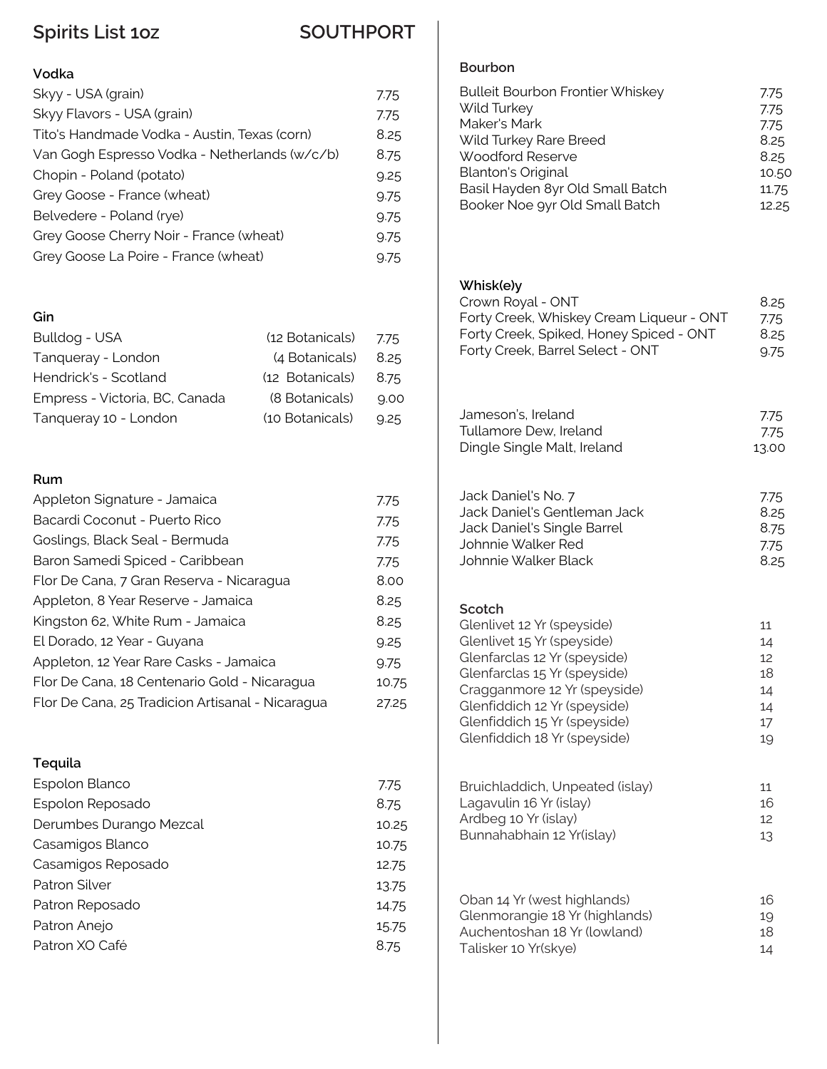# Spirits List 1oz

# SOUTHPORT

## Vodka

| | |
|---|---|
| Skyy - USA (grain) | 7.75 |
| Skyy Flavors - USA (grain) | 7.75 |
| Tito's Handmade Vodka - Austin, Texas (corn) | 8.25 |
| Van Gogh Espresso Vodka - Netherlands (w/c/b) | 8.75 |
| Chopin - Poland (potato) | 9.25 |
| Grey Goose - France (wheat) | 9.75 |
| Belvedere - Poland (rye) | 9.75 |
| Grey Goose Cherry Noir - France (wheat) | 9.75 |
| Grey Goose La Poire - France (wheat) | 9.75 |

## Gin

| | | |
|---|---|---|
| Bulldog - USA | (12 Botanicals) | 7.75 |
| Tanqueray - London | (4 Botanicals) | 8.25 |
| Hendrick's - Scotland | (12 Botanicals) | 8.75 |
| Empress - Victoria, BC, Canada | (8 Botanicals) | 9.00 |
| Tanqueray 10 - London | (10 Botanicals) | 9.25 |

## Rum

| | |
|---|---|
| Appleton Signature - Jamaica | 7.75 |
| Bacardi Coconut - Puerto Rico | 7.75 |
| Goslings, Black Seal - Bermuda | 7.75 |
| Baron Samedi Spiced - Caribbean | 7.75 |
| Flor De Cana, 7 Gran Reserva - Nicaragua | 8.00 |
| Appleton, 8 Year Reserve - Jamaica | 8.25 |
| Kingston 62, White Rum - Jamaica | 8.25 |
| El Dorado, 12 Year - Guyana | 9.25 |
| Appleton, 12 Year Rare Casks - Jamaica | 9.75 |
| Flor De Cana, 18 Centenario Gold - Nicaragua | 10.75 |
| Flor De Cana, 25 Tradicion Artisanal - Nicaragua | 27.25 |

## Tequila

| | |
|---|---|
| Espolon Blanco | 7.75 |
| Espolon Reposado | 8.75 |
| Derumbes Durango Mezcal | 10.25 |
| Casamigos Blanco | 10.75 |
| Casamigos Reposado | 12.75 |
| Patron Silver | 13.75 |
| Patron Reposado | 14.75 |
| Patron Anejo | 15.75 |
| Patron XO Café | 8.75 |

## Bourbon

| | |
|---|---|
| Bulleit Bourbon Frontier Whiskey | 7.75 |
| Wild Turkey | 7.75 |
| Maker's Mark | 7.75 |
| Wild Turkey Rare Breed | 8.25 |
| Woodford Reserve | 8.25 |
| Blanton's Original | 10.50 |
| Basil Hayden 8yr Old Small Batch | 11.75 |
| Booker Noe 9yr Old Small Batch | 12.25 |

## Whisk(e)y

| | |
|---|---|
| Crown Royal - ONT | 8.25 |
| Forty Creek, Whiskey Cream Liqueur - ONT | 7.75 |
| Forty Creek, Spiked, Honey Spiced - ONT | 8.25 |
| Forty Creek, Barrel Select - ONT | 9.75 |

| | |
|---|---|
| Jameson's, Ireland | 7.75 |
| Tullamore Dew, Ireland | 7.75 |
| Dingle Single Malt, Ireland | 13.00 |

| | |
|---|---|
| Jack Daniel's No. 7 | 7.75 |
| Jack Daniel's Gentleman Jack | 8.25 |
| Jack Daniel's Single Barrel | 8.75 |
| Johnnie Walker Red | 7.75 |
| Johnnie Walker Black | 8.25 |

## Scotch

| | |
|---|---|
| Glenlivet 12 Yr (speyside) | 11 |
| Glenlivet 15 Yr (speyside) | 14 |
| Glenfarclas 12 Yr (speyside) | 12 |
| Glenfarclas 15 Yr (speyside) | 18 |
| Cragganmore 12 Yr (speyside) | 14 |
| Glenfiddich 12 Yr (speyside) | 14 |
| Glenfiddich 15 Yr (speyside) | 17 |
| Glenfiddich 18 Yr (speyside) | 19 |

| | |
|---|---|
| Bruichladdich, Unpeated (islay) | 11 |
| Lagavulin 16 Yr (islay) | 16 |
| Ardbeg 10 Yr (islay) | 12 |
| Bunnahabhain 12 Yr(islay) | 13 |

| | |
|---|---|
| Oban 14 Yr (west highlands) | 16 |
| Glenmorangie 18 Yr (highlands) | 19 |
| Auchentoshan 18 Yr (lowland) | 18 |
| Talisker 10 Yr(skye) | 14 |